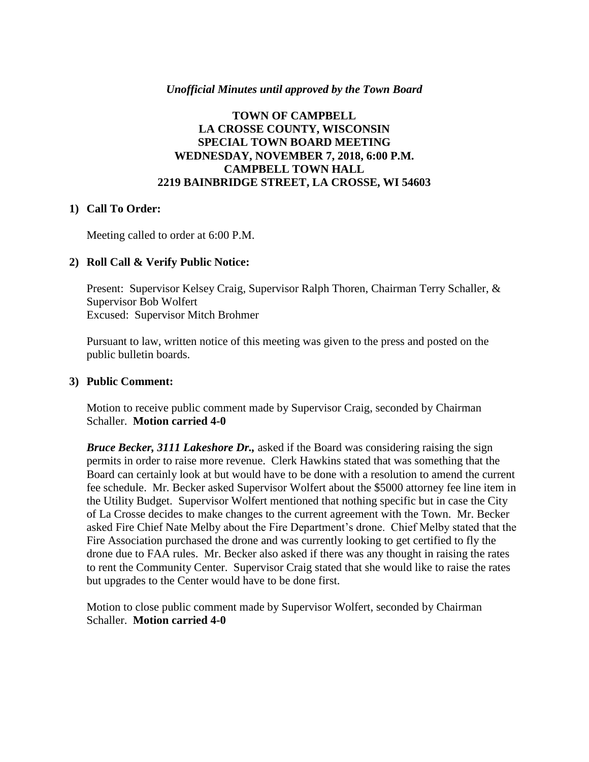*Unofficial Minutes until approved by the Town Board*

**TOWN OF CAMPBELL**
**LA CROSSE COUNTY, WISCONSIN**
**SPECIAL TOWN BOARD MEETING**
**WEDNESDAY, NOVEMBER 7, 2018, 6:00 P.M.**
**CAMPBELL TOWN HALL**
**2219 BAINBRIDGE STREET, LA CROSSE, WI 54603**

**1) Call To Order:**

Meeting called to order at 6:00 P.M.

**2) Roll Call & Verify Public Notice:**

Present: Supervisor Kelsey Craig, Supervisor Ralph Thoren, Chairman Terry Schaller, & Supervisor Bob Wolfert
Excused: Supervisor Mitch Brohmer

Pursuant to law, written notice of this meeting was given to the press and posted on the public bulletin boards.

**3) Public Comment:**

Motion to receive public comment made by Supervisor Craig, seconded by Chairman Schaller. **Motion carried 4-0**

***Bruce Becker, 3111 Lakeshore Dr.,*** asked if the Board was considering raising the sign permits in order to raise more revenue. Clerk Hawkins stated that was something that the Board can certainly look at but would have to be done with a resolution to amend the current fee schedule. Mr. Becker asked Supervisor Wolfert about the $5000 attorney fee line item in the Utility Budget. Supervisor Wolfert mentioned that nothing specific but in case the City of La Crosse decides to make changes to the current agreement with the Town. Mr. Becker asked Fire Chief Nate Melby about the Fire Department's drone. Chief Melby stated that the Fire Association purchased the drone and was currently looking to get certified to fly the drone due to FAA rules. Mr. Becker also asked if there was any thought in raising the rates to rent the Community Center. Supervisor Craig stated that she would like to raise the rates but upgrades to the Center would have to be done first.

Motion to close public comment made by Supervisor Wolfert, seconded by Chairman Schaller. **Motion carried 4-0**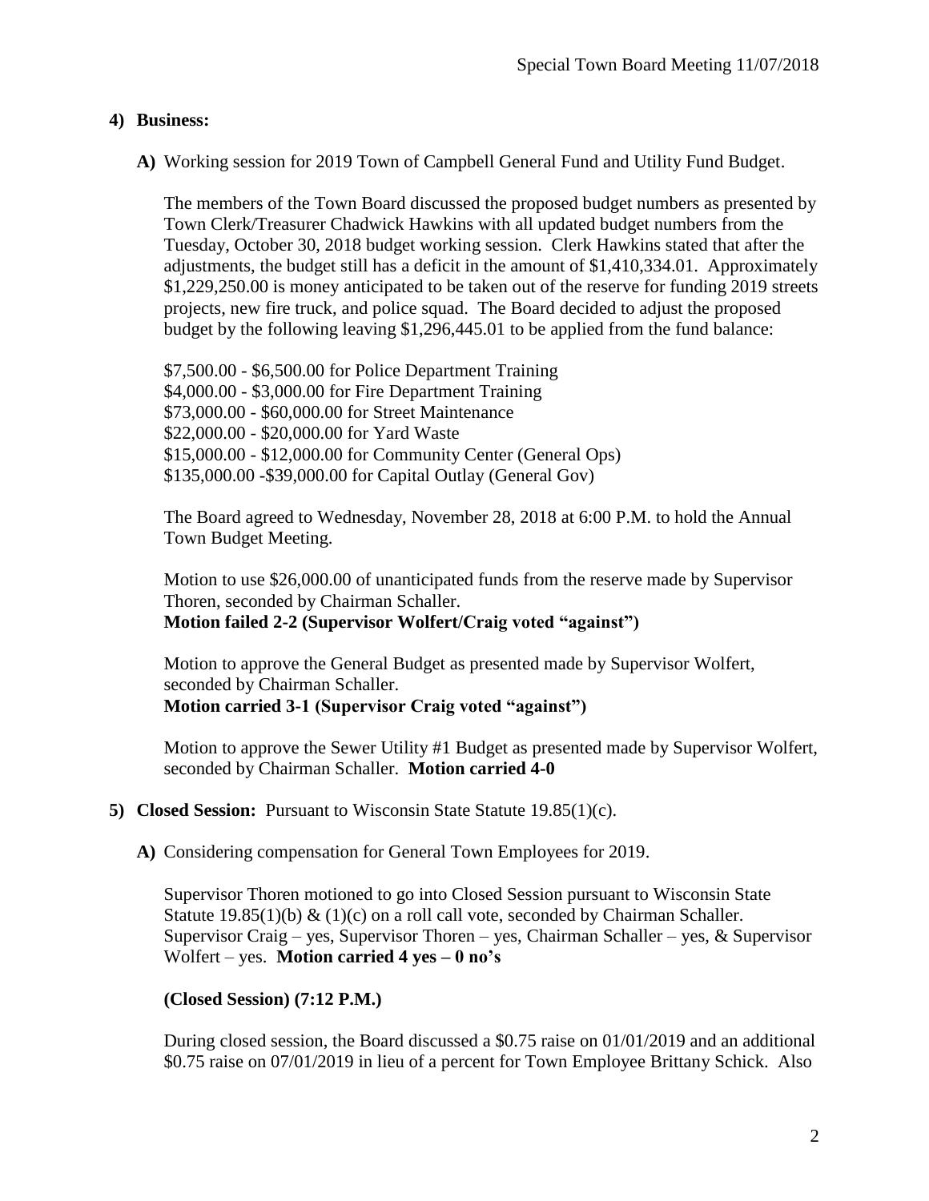**4) Business:**

**A)** Working session for 2019 Town of Campbell General Fund and Utility Fund Budget.

The members of the Town Board discussed the proposed budget numbers as presented by Town Clerk/Treasurer Chadwick Hawkins with all updated budget numbers from the Tuesday, October 30, 2018 budget working session. Clerk Hawkins stated that after the adjustments, the budget still has a deficit in the amount of $1,410,334.01. Approximately $1,229,250.00 is money anticipated to be taken out of the reserve for funding 2019 streets projects, new fire truck, and police squad. The Board decided to adjust the proposed budget by the following leaving $1,296,445.01 to be applied from the fund balance:

$7,500.00 - $6,500.00 for Police Department Training
$4,000.00 - $3,000.00 for Fire Department Training
$73,000.00 - $60,000.00 for Street Maintenance
$22,000.00 - $20,000.00 for Yard Waste
$15,000.00 - $12,000.00 for Community Center (General Ops)
$135,000.00 -$39,000.00 for Capital Outlay (General Gov)

The Board agreed to Wednesday, November 28, 2018 at 6:00 P.M. to hold the Annual Town Budget Meeting.

Motion to use $26,000.00 of unanticipated funds from the reserve made by Supervisor Thoren, seconded by Chairman Schaller.
**Motion failed 2-2 (Supervisor Wolfert/Craig voted "against")**

Motion to approve the General Budget as presented made by Supervisor Wolfert, seconded by Chairman Schaller.
**Motion carried 3-1 (Supervisor Craig voted "against")**

Motion to approve the Sewer Utility #1 Budget as presented made by Supervisor Wolfert, seconded by Chairman Schaller. **Motion carried 4-0**

**5) Closed Session:** Pursuant to Wisconsin State Statute 19.85(1)(c).

**A)** Considering compensation for General Town Employees for 2019.

Supervisor Thoren motioned to go into Closed Session pursuant to Wisconsin State Statute 19.85(1)(b) & (1)(c) on a roll call vote, seconded by Chairman Schaller. Supervisor Craig – yes, Supervisor Thoren – yes, Chairman Schaller – yes, & Supervisor Wolfert – yes. **Motion carried 4 yes – 0 no's**

**(Closed Session) (7:12 P.M.)**

During closed session, the Board discussed a $0.75 raise on 01/01/2019 and an additional $0.75 raise on 07/01/2019 in lieu of a percent for Town Employee Brittany Schick. Also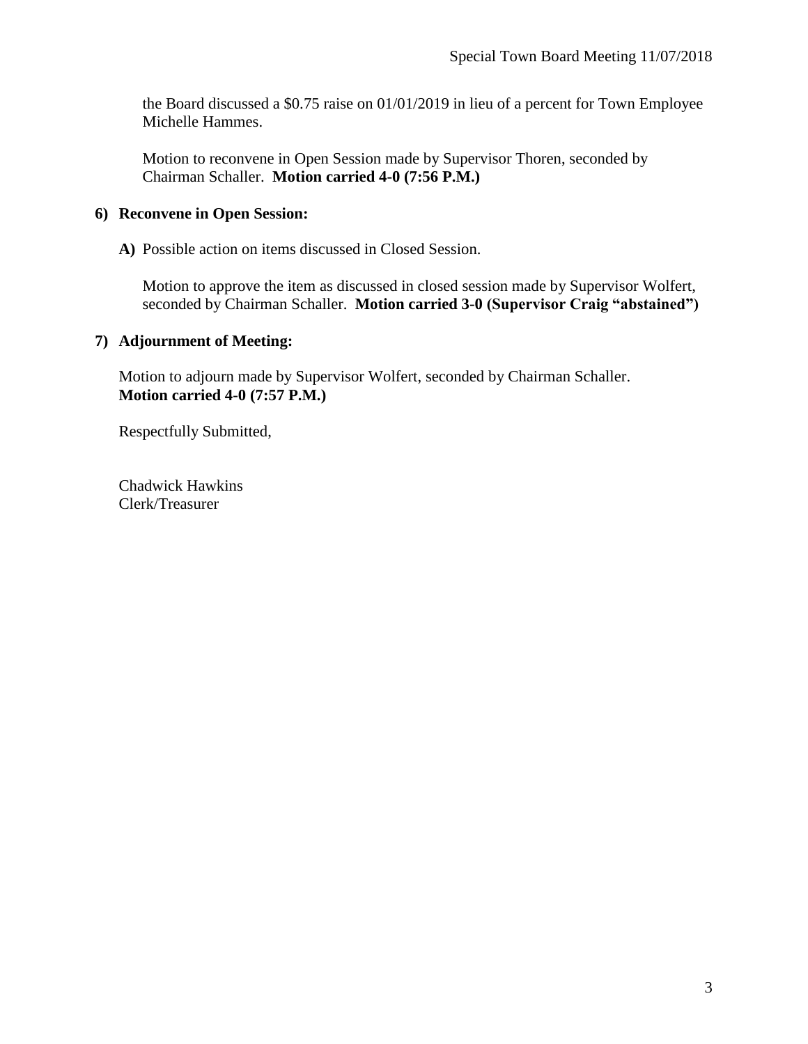the Board discussed a $0.75 raise on 01/01/2019 in lieu of a percent for Town Employee Michelle Hammes.

Motion to reconvene in Open Session made by Supervisor Thoren, seconded by Chairman Schaller. **Motion carried 4-0 (7:56 P.M.)**

**6) Reconvene in Open Session:**

**A)** Possible action on items discussed in Closed Session.

Motion to approve the item as discussed in closed session made by Supervisor Wolfert, seconded by Chairman Schaller. **Motion carried 3-0 (Supervisor Craig "abstained")**

**7) Adjournment of Meeting:**

Motion to adjourn made by Supervisor Wolfert, seconded by Chairman Schaller. **Motion carried 4-0 (7:57 P.M.)**

Respectfully Submitted,

Chadwick Hawkins
Clerk/Treasurer